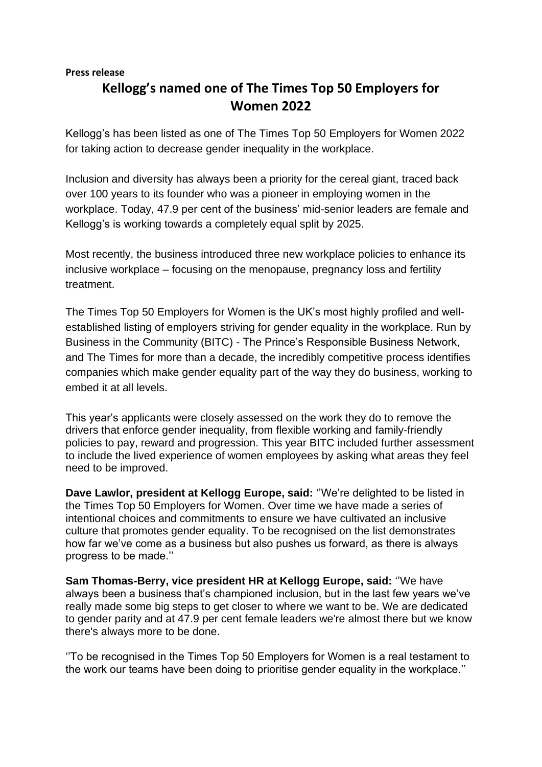**Press release**

# Kellogg's named one of The Times Top 50 Employers for Women 2022

Kellogg's has been listed as one of The Times Top 50 Employers for Women 2022 for taking action to decrease gender inequality in the workplace.

Inclusion and diversity has always been a priority for the cereal giant, traced back over 100 years to its founder who was a pioneer in employing women in the workplace. Today, 47.9 per cent of the business' mid-senior leaders are female and Kellogg's is working towards a completely equal split by 2025.

Most recently, the business introduced three new workplace policies to enhance its inclusive workplace – focusing on the menopause, pregnancy loss and fertility treatment.

The Times Top 50 Employers for Women is the UK's most highly profiled and well-established listing of employers striving for gender equality in the workplace. Run by Business in the Community (BITC) - The Prince's Responsible Business Network, and The Times for more than a decade, the incredibly competitive process identifies companies which make gender equality part of the way they do business, working to embed it at all levels.

This year's applicants were closely assessed on the work they do to remove the drivers that enforce gender inequality, from flexible working and family-friendly policies to pay, reward and progression. This year BITC included further assessment to include the lived experience of women employees by asking what areas they feel need to be improved.

**Dave Lawlor, president at Kellogg Europe, said:** ''We're delighted to be listed in the Times Top 50 Employers for Women. Over time we have made a series of intentional choices and commitments to ensure we have cultivated an inclusive culture that promotes gender equality. To be recognised on the list demonstrates how far we've come as a business but also pushes us forward, as there is always progress to be made.''

**Sam Thomas-Berry, vice president HR at Kellogg Europe, said:** ''We have always been a business that's championed inclusion, but in the last few years we've really made some big steps to get closer to where we want to be. We are dedicated to gender parity and at 47.9 per cent female leaders we're almost there but we know there's always more to be done.

''To be recognised in the Times Top 50 Employers for Women is a real testament to the work our teams have been doing to prioritise gender equality in the workplace.''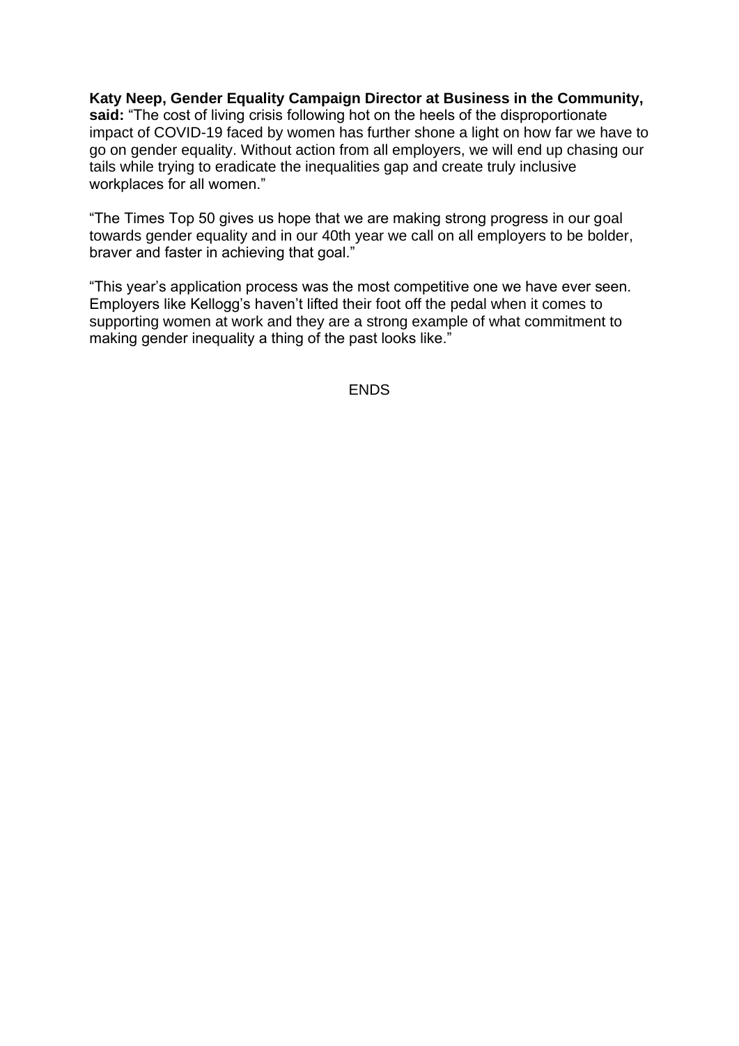**Katy Neep, Gender Equality Campaign Director at Business in the Community, said:** "The cost of living crisis following hot on the heels of the disproportionate impact of COVID-19 faced by women has further shone a light on how far we have to go on gender equality. Without action from all employers, we will end up chasing our tails while trying to eradicate the inequalities gap and create truly inclusive workplaces for all women."

"The Times Top 50 gives us hope that we are making strong progress in our goal towards gender equality and in our 40th year we call on all employers to be bolder, braver and faster in achieving that goal."

"This year's application process was the most competitive one we have ever seen. Employers like Kellogg's haven't lifted their foot off the pedal when it comes to supporting women at work and they are a strong example of what commitment to making gender inequality a thing of the past looks like."

ENDS